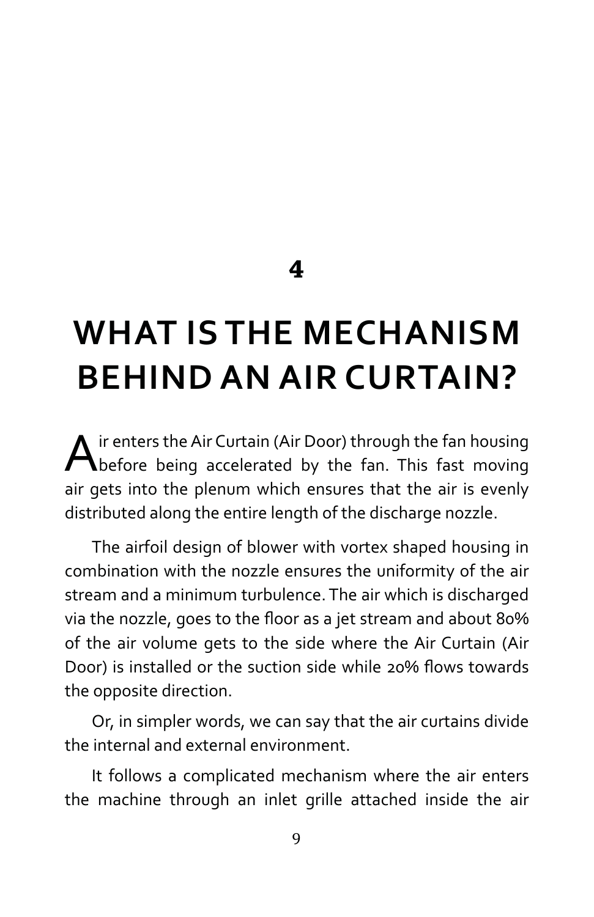# 4

# WHAT IS THE MECHANISM BEHIND AN AIR CURTAIN?

Air enters the Air Curtain (Air Door) through the fan housing before being accelerated by the fan. This fast moving air gets into the plenum which ensures that the air is evenly distributed along the entire length of the discharge nozzle.

The airfoil design of blower with vortex shaped housing in combination with the nozzle ensures the uniformity of the air stream and a minimum turbulence. The air which is discharged via the nozzle, goes to the floor as a jet stream and about 80% of the air volume gets to the side where the Air Curtain (Air Door) is installed or the suction side while 20% flows towards the opposite direction.

Or, in simpler words, we can say that the air curtains divide the internal and external environment.

It follows a complicated mechanism where the air enters the machine through an inlet grille attached inside the air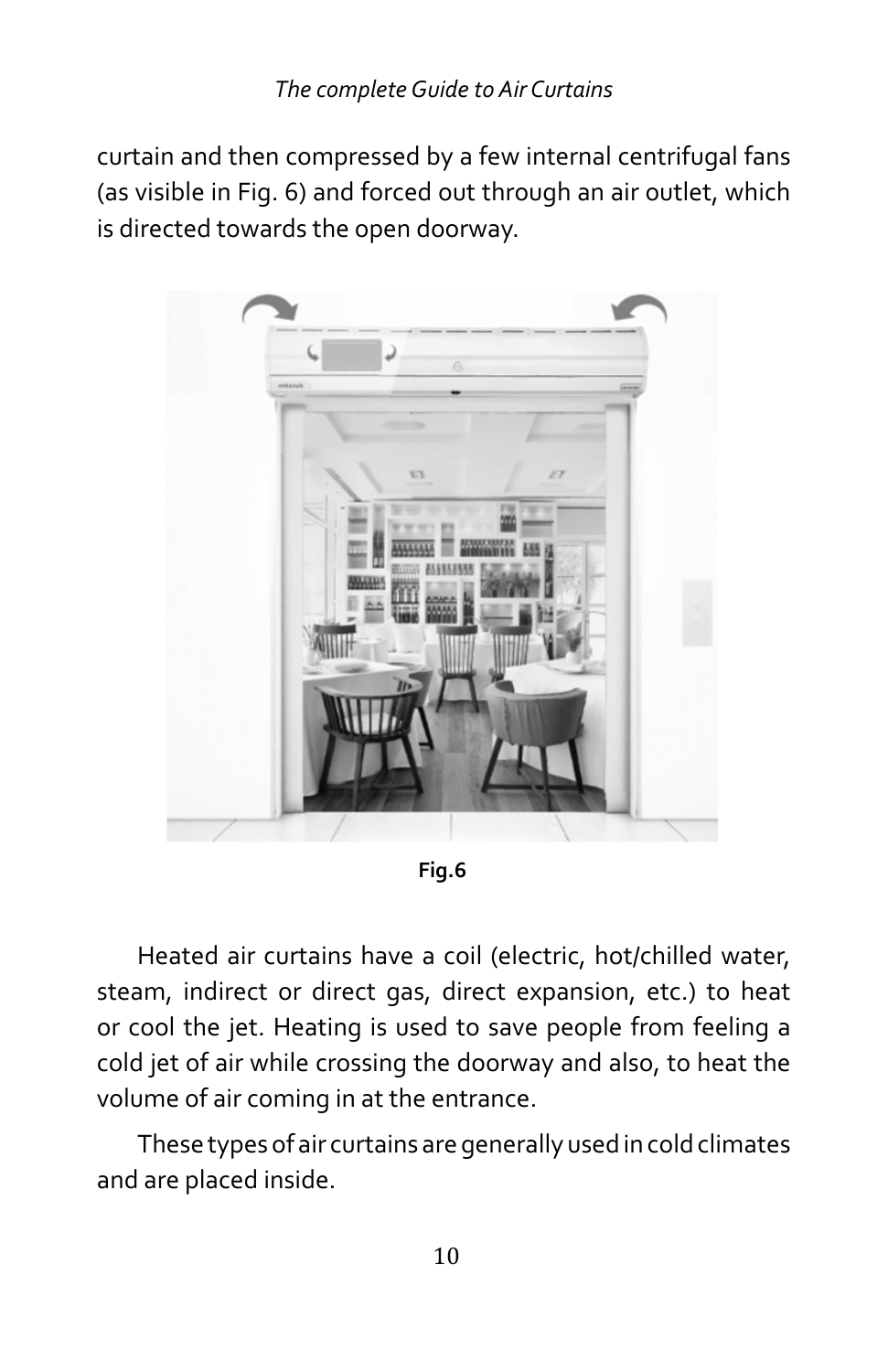curtain and then compressed by a few internal centrifugal fans (as visible in Fig. 6) and forced out through an air outlet, which is directed towards the open doorway.

**Fig.6**

Heated air curtains have a coil (electric, hot/chilled water, steam, indirect or direct gas, direct expansion, etc.) to heat or cool the jet. Heating is used to save people from feeling a cold jet of air while crossing the doorway and also, to heat the volume of air coming in at the entrance.

These types of air curtains are generally used in cold climates and are placed inside.